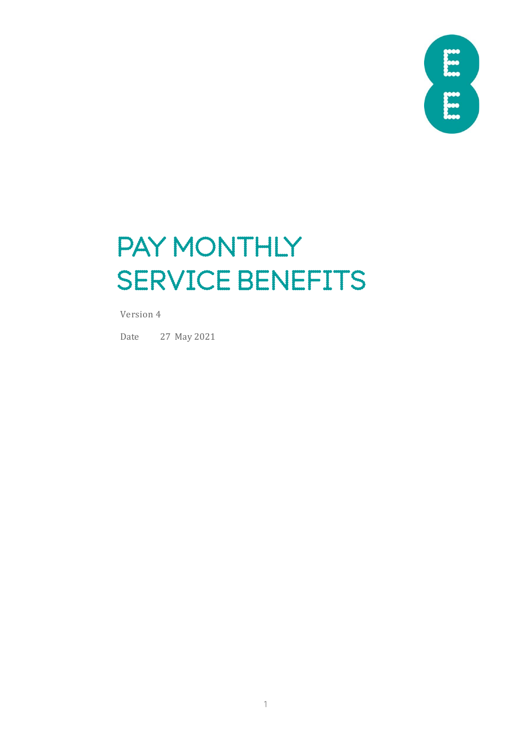# PAY MONTHLY SERVICE BENEFITS

Version 4

Date 27 May 2021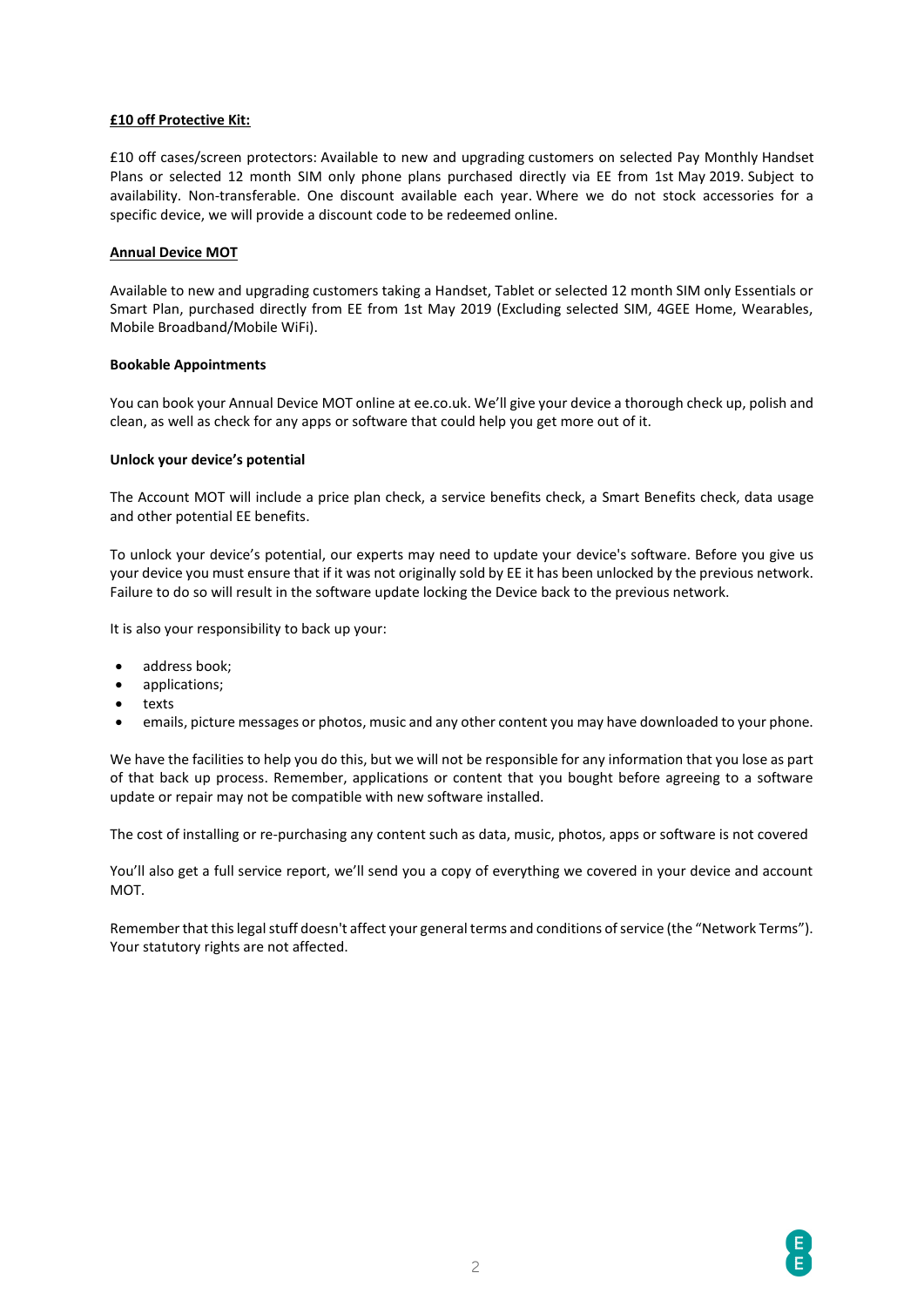**£10 off Protective Kit:**

£10 off cases/screen protectors: Available to new and upgrading customers on selected Pay Monthly Handset Plans or selected 12 month SIM only phone plans purchased directly via EE from 1st May 2019. Subject to availability. Non-transferable. One discount available each year. Where we do not stock accessories for a specific device, we will provide a discount code to be redeemed online.

**Annual Device MOT**

Available to new and upgrading customers taking a Handset, Tablet or selected 12 month SIM only Essentials or Smart Plan, purchased directly from EE from 1st May 2019 (Excluding selected SIM, 4GEE Home, Wearables, Mobile Broadband/Mobile WiFi).

**Bookable Appointments**

You can book your Annual Device MOT online at ee.co.uk. We'll give your device a thorough check up, polish and clean, as well as check for any apps or software that could help you get more out of it.

**Unlock your device's potential**

The Account MOT will include a price plan check, a service benefits check, a Smart Benefits check, data usage and other potential EE benefits.

To unlock your device's potential, our experts may need to update your device's software. Before you give us your device you must ensure that if it was not originally sold by EE it has been unlocked by the previous network. Failure to do so will result in the software update locking the Device back to the previous network.

It is also your responsibility to back up your:

- address book;
- applications;
- texts
- emails, picture messages or photos, music and any other content you may have downloaded to your phone.

We have the facilities to help you do this, but we will not be responsible for any information that you lose as part of that back up process. Remember, applications or content that you bought before agreeing to a software update or repair may not be compatible with new software installed.

The cost of installing or re-purchasing any content such as data, music, photos, apps or software is not covered

You'll also get a full service report, we'll send you a copy of everything we covered in your device and account MOT.

Remember that this legal stuff doesn't affect your general terms and conditions of service (the "Network Terms"). Your statutory rights are not affected.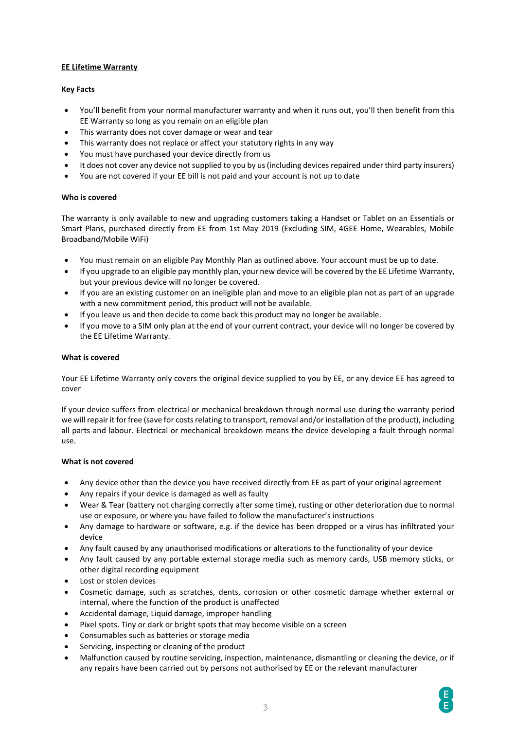**EE Lifetime Warranty**

**Key Facts**

- You'll benefit from your normal manufacturer warranty and when it runs out, you'll then benefit from this EE Warranty so long as you remain on an eligible plan
- This warranty does not cover damage or wear and tear
- This warranty does not replace or affect your statutory rights in any way
- You must have purchased your device directly from us
- It does not cover any device not supplied to you by us (including devices repaired under third party insurers)
- You are not covered if your EE bill is not paid and your account is not up to date

**Who is covered**

The warranty is only available to new and upgrading customers taking a Handset or Tablet on an Essentials or Smart Plans, purchased directly from EE from 1st May 2019 (Excluding SIM, 4GEE Home, Wearables, Mobile Broadband/Mobile WiFi)

- You must remain on an eligible Pay Monthly Plan as outlined above. Your account must be up to date.
- If you upgrade to an eligible pay monthly plan, your new device will be covered by the EE Lifetime Warranty, but your previous device will no longer be covered.
- If you are an existing customer on an ineligible plan and move to an eligible plan not as part of an upgrade with a new commitment period, this product will not be available.
- If you leave us and then decide to come back this product may no longer be available.
- If you move to a SIM only plan at the end of your current contract, your device will no longer be covered by the EE Lifetime Warranty.

**What is covered**

Your EE Lifetime Warranty only covers the original device supplied to you by EE, or any device EE has agreed to cover

If your device suffers from electrical or mechanical breakdown through normal use during the warranty period we will repair it for free (save for costs relating to transport, removal and/or installation of the product), including all parts and labour. Electrical or mechanical breakdown means the device developing a fault through normal use.

**What is not covered**

- Any device other than the device you have received directly from EE as part of your original agreement
- Any repairs if your device is damaged as well as faulty
- Wear & Tear (battery not charging correctly after some time), rusting or other deterioration due to normal use or exposure, or where you have failed to follow the manufacturer's instructions
- Any damage to hardware or software, e.g. if the device has been dropped or a virus has infiltrated your device
- Any fault caused by any unauthorised modifications or alterations to the functionality of your device
- Any fault caused by any portable external storage media such as memory cards, USB memory sticks, or other digital recording equipment
- Lost or stolen devices
- Cosmetic damage, such as scratches, dents, corrosion or other cosmetic damage whether external or internal, where the function of the product is unaffected
- Accidental damage, Liquid damage, improper handling
- Pixel spots. Tiny or dark or bright spots that may become visible on a screen
- Consumables such as batteries or storage media
- Servicing, inspecting or cleaning of the product
- Malfunction caused by routine servicing, inspection, maintenance, dismantling or cleaning the device, or if any repairs have been carried out by persons not authorised by EE or the relevant manufacturer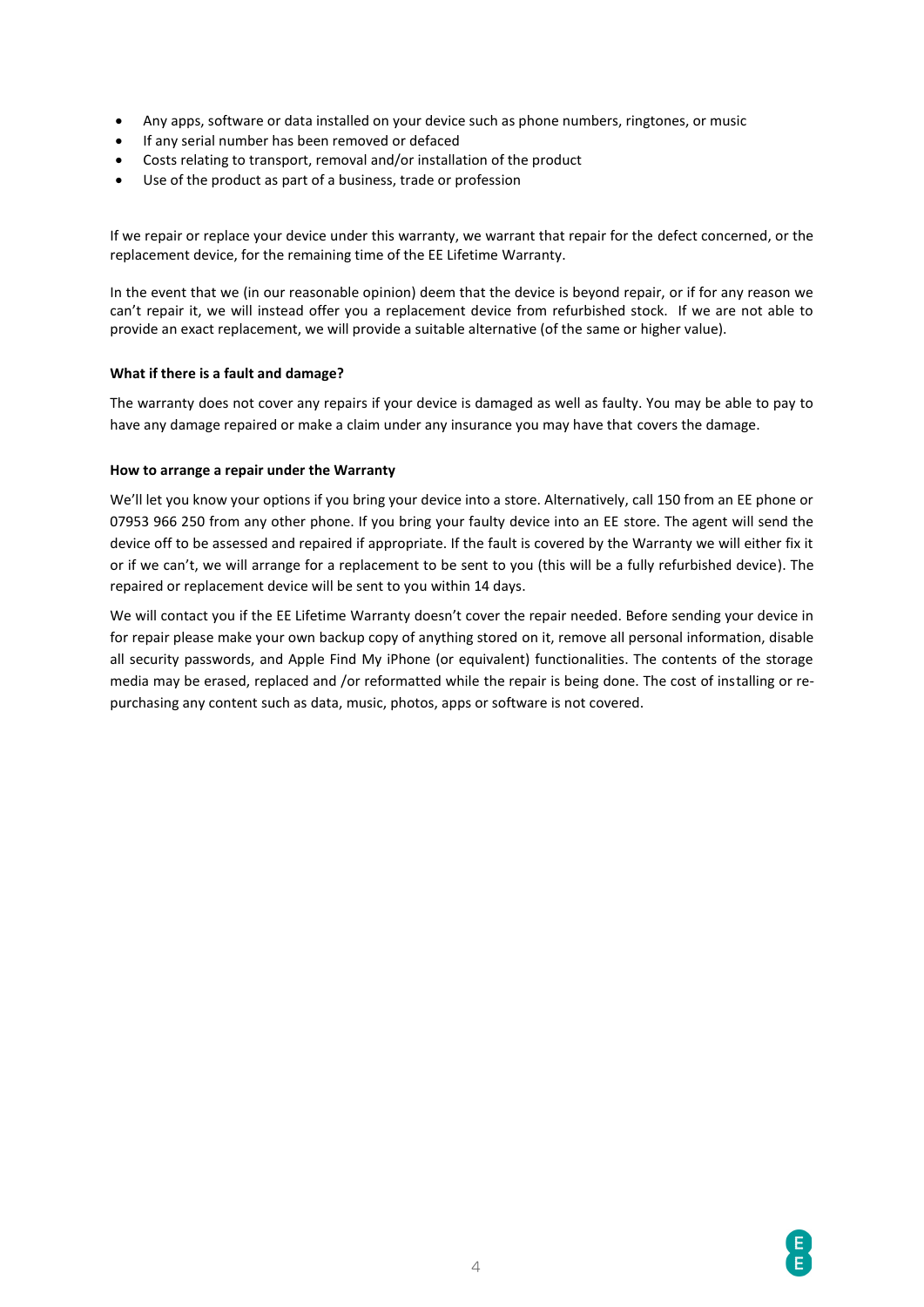- Any apps, software or data installed on your device such as phone numbers, ringtones, or music
- If any serial number has been removed or defaced
- Costs relating to transport, removal and/or installation of the product
- Use of the product as part of a business, trade or profession

If we repair or replace your device under this warranty, we warrant that repair for the defect concerned, or the replacement device, for the remaining time of the EE Lifetime Warranty.

In the event that we (in our reasonable opinion) deem that the device is beyond repair, or if for any reason we can't repair it, we will instead offer you a replacement device from refurbished stock. If we are not able to provide an exact replacement, we will provide a suitable alternative (of the same or higher value).

**What if there is a fault and damage?**

The warranty does not cover any repairs if your device is damaged as well as faulty. You may be able to pay to have any damage repaired or make a claim under any insurance you may have that covers the damage.

**How to arrange a repair under the Warranty**

We'll let you know your options if you bring your device into a store. Alternatively, call 150 from an EE phone or 07953 966 250 from any other phone. If you bring your faulty device into an EE store. The agent will send the device off to be assessed and repaired if appropriate. If the fault is covered by the Warranty we will either fix it or if we can't, we will arrange for a replacement to be sent to you (this will be a fully refurbished device). The repaired or replacement device will be sent to you within 14 days.

We will contact you if the EE Lifetime Warranty doesn't cover the repair needed. Before sending your device in for repair please make your own backup copy of anything stored on it, remove all personal information, disable all security passwords, and Apple Find My iPhone (or equivalent) functionalities. The contents of the storage media may be erased, replaced and /or reformatted while the repair is being done. The cost of installing or re-purchasing any content such as data, music, photos, apps or software is not covered.